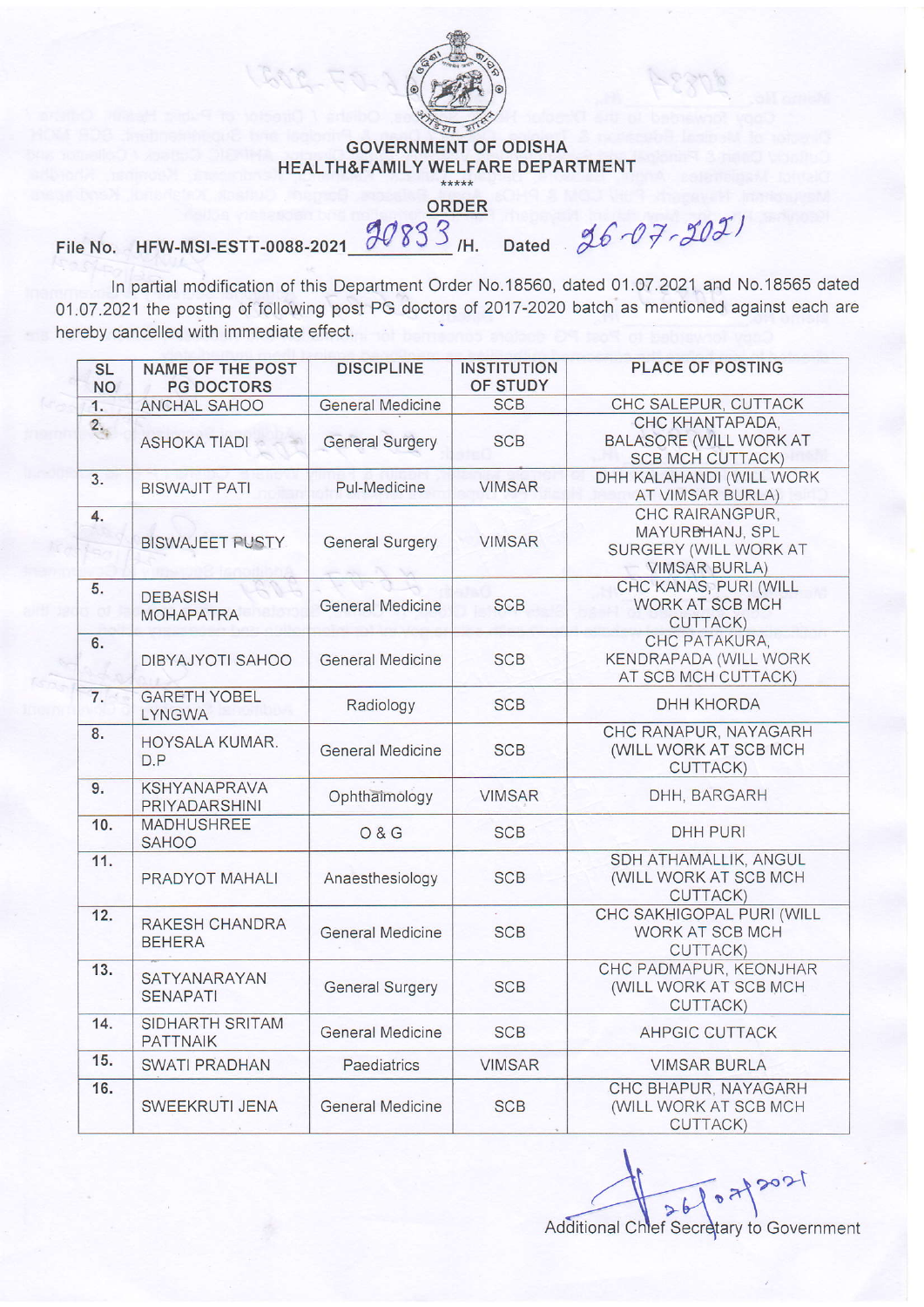## GOVERNMENT OF ODISHA
## HEALTH&FAMILY WELFARE DEPARTMENT

\*\*\*\*\*

**ORDER**

File No. HFW-MSI-ESTT-0088-2021 20833 /H. Dated 26-07-2021

In partial modification of this Department Order No.18560, dated 01.07.2021 and No.18565 dated 01.07.2021 the posting of following post PG doctors of 2017-2020 batch as mentioned against each are hereby cancelled with immediate effect.

| SL NO | NAME OF THE POST PG DOCTORS | DISCIPLINE | INSTITUTION OF STUDY | PLACE OF POSTING |
|---|---|---|---|---|
| 1. | ANCHAL SAHOO | General Medicine | SCB | CHC SALEPUR, CUTTACK |
| 2. | ASHOKA TIADI | General Surgery | SCB | CHC KHANTAPADA, BALASORE (WILL WORK AT SCB MCH CUTTACK) |
| 3. | BISWAJIT PATI | Pul-Medicine | VIMSAR | DHH KALAHANDI (WILL WORK AT VIMSAR BURLA) |
| 4. | BISWAJEET PUSTY | General Surgery | VIMSAR | CHC RAIRANGPUR, MAYURBHANJ, SPL SURGERY (WILL WORK AT VIMSAR BURLA) |
| 5. | DEBASISH MOHAPATRA | General Medicine | SCB | CHC KANAS, PURI (WILL WORK AT SCB MCH CUTTACK) |
| 6. | DIBYAJYOTI SAHOO | General Medicine | SCB | CHC PATAKURA, KENDRAPADA (WILL WORK AT SCB MCH CUTTACK) |
| 7. | GARETH YOBEL LYNGWA | Radiology | SCB | DHH KHORDA |
| 8. | HOYSALA KUMAR. D.P | General Medicine | SCB | CHC RANAPUR, NAYAGARH (WILL WORK AT SCB MCH CUTTACK) |
| 9. | KSHYANAPRAVA PRIYADARSHINI | Ophthalmology | VIMSAR | DHH, BARGARH |
| 10. | MADHUSHREE SAHOO | O & G | SCB | DHH PURI |
| 11. | PRADYOT MAHALI | Anaesthesiology | SCB | SDH ATHAMALLIK, ANGUL (WILL WORK AT SCB MCH CUTTACK) |
| 12. | RAKESH CHANDRA BEHERA | General Medicine | SCB | CHC SAKHIGOPAL PURI (WILL WORK AT SCB MCH CUTTACK) |
| 13. | SATYANARAYAN SENAPATI | General Surgery | SCB | CHC PADMAPUR, KEONJHAR (WILL WORK AT SCB MCH CUTTACK) |
| 14. | SIDHARTH SRITAM PATTNAIK | General Medicine | SCB | AHPGIC CUTTACK |
| 15. | SWATI PRADHAN | Paediatrics | VIMSAR | VIMSAR BURLA |
| 16. | SWEEKRUTI JENA | General Medicine | SCB | CHC BHAPUR, NAYAGARH (WILL WORK AT SCB MCH CUTTACK) |

26/07/2021

Additional Chief Secretary to Government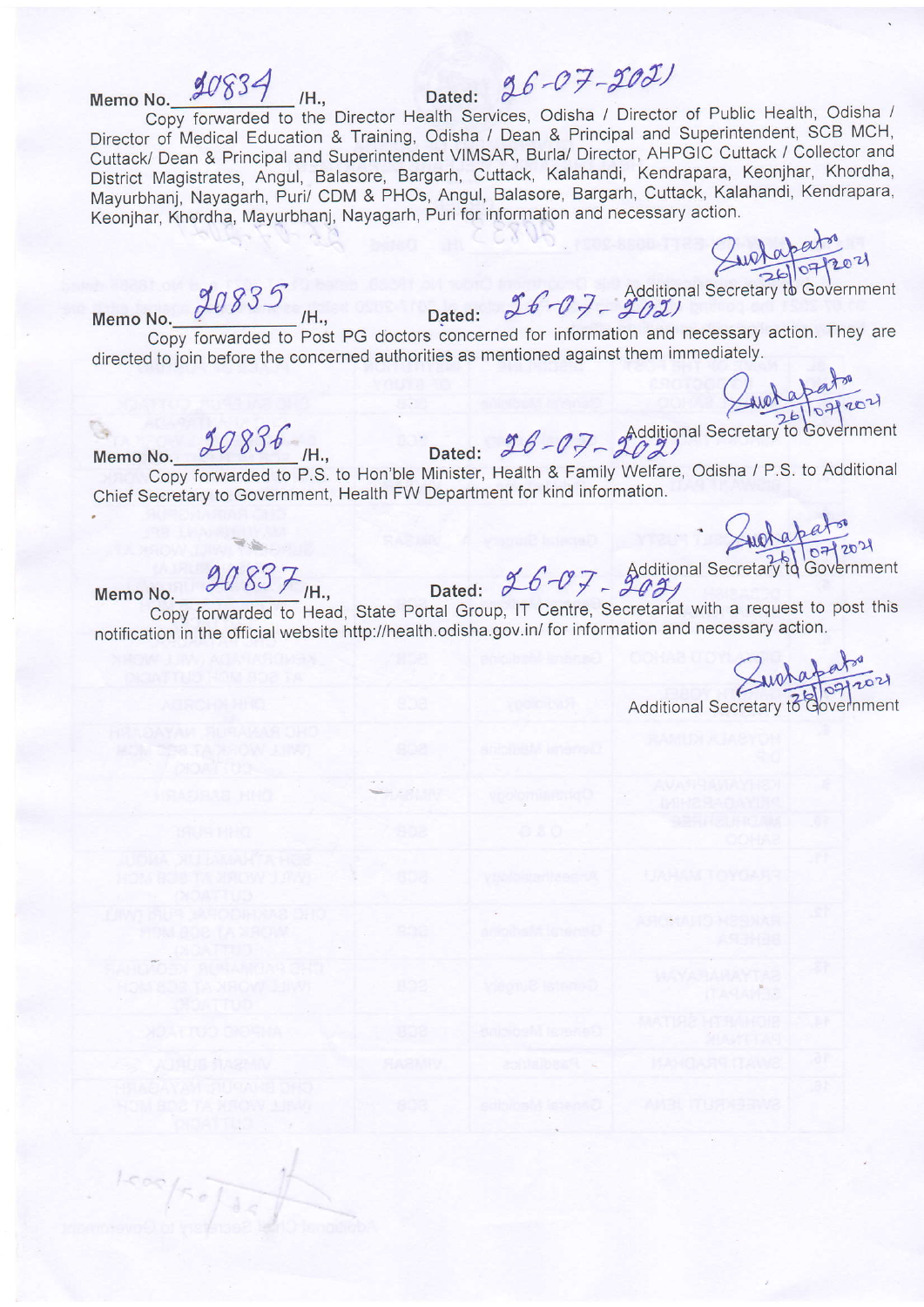Memo No. 20834 /H., Dated: 26-07-2021

Copy forwarded to the Director Health Services, Odisha / Director of Public Health, Odisha / Director of Medical Education & Training, Odisha / Dean & Principal and Superintendent, SCB MCH, Cuttack/ Dean & Principal and Superintendent VIMSAR, Burla/ Director, AHPGIC Cuttack / Collector and District Magistrates, Angul, Balasore, Bargarh, Cuttack, Kalahandi, Kendrapara, Keonjhar, Khordha, Mayurbhanj, Nayagarh, Puri/ CDM & PHOs, Angul, Balasore, Bargarh, Cuttack, Kalahandi, Kendrapara, Keonjhar, Khordha, Mayurbhanj, Nayagarh, Puri for information and necessary action.

Additional Secretary to Government

Memo No. 20835 /H., Dated: 26-07-2021

Copy forwarded to Post PG doctors concerned for information and necessary action. They are directed to join before the concerned authorities as mentioned against them immediately.

Additional Secretary to Government

Memo No. 20836 /H., Dated: 26-07-2021

Copy forwarded to P.S. to Hon'ble Minister, Health & Family Welfare, Odisha / P.S. to Additional Chief Secretary to Government, Health FW Department for kind information.

Additional Secretary to Government

Memo No. 20837 /H., Dated: 26-07-2021

Copy forwarded to Head, State Portal Group, IT Centre, Secretariat with a request to post this notification in the official website http://health.odisha.gov.in/ for information and necessary action.

Additional Secretary to Government